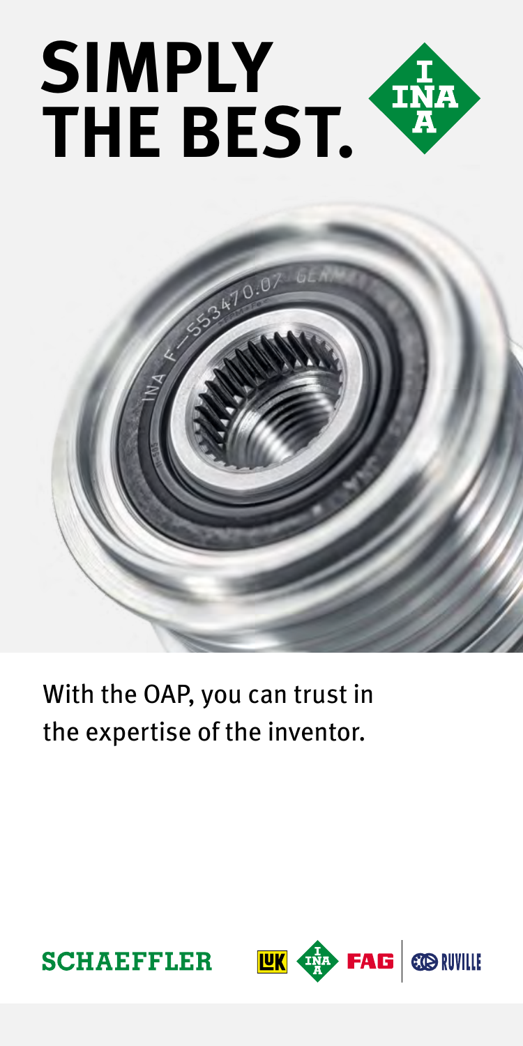# SIMPLY THE BEST.

With the OAP, you can trust in the expertise of the inventor.

SCHAEFFLER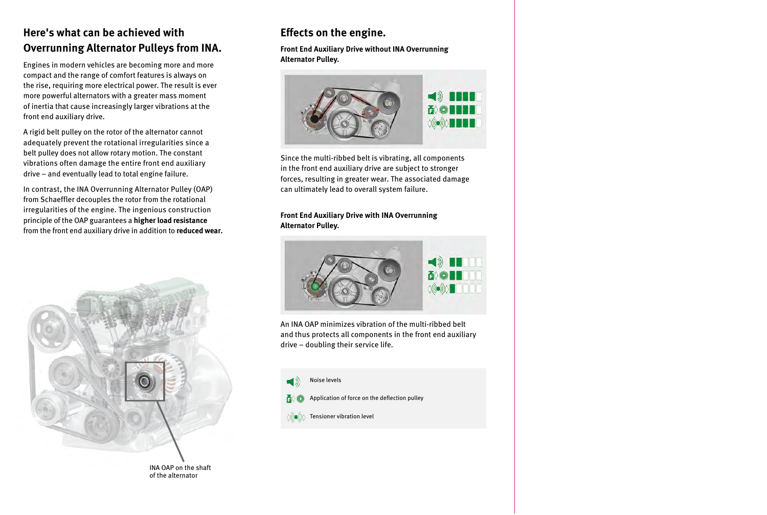## Here's what can be achieved with Overrunning Alternator Pulleys from INA.

Engines in modern vehicles are becoming more and more compact and the range of comfort features is always on the rise, requiring more electrical power. The result is ever more powerful alternators with a greater mass moment of inertia that cause increasingly larger vibrations at the front end auxiliary drive.

A rigid belt pulley on the rotor of the alternator cannot adequately prevent the rotational irregularities since a belt pulley does not allow rotary motion. The constant vibrations often damage the entire front end auxiliary drive – and eventually lead to total engine failure.

In contrast, the INA Overrunning Alternator Pulley (OAP) from Schaeffler decouples the rotor from the rotational irregularities of the engine. The ingenious construction principle of the OAP guarantees a **higher load resistance** from the front end auxiliary drive in addition to **reduced wear.**

INA OAP on the shaft of the alternator

## Effects on the engine.

**Front End Auxiliary Drive without INA Overrunning Alternator Pulley.**

Since the multi-ribbed belt is vibrating, all components in the front end auxiliary drive are subject to stronger forces, resulting in greater wear. The associated damage can ultimately lead to overall system failure.

**Front End Auxiliary Drive with INA Overrunning Alternator Pulley.**

An INA OAP minimizes vibration of the multi-ribbed belt and thus protects all components in the front end auxiliary drive – doubling their service life.

Noise levels

Application of force on the deflection pulley

Tensioner vibration level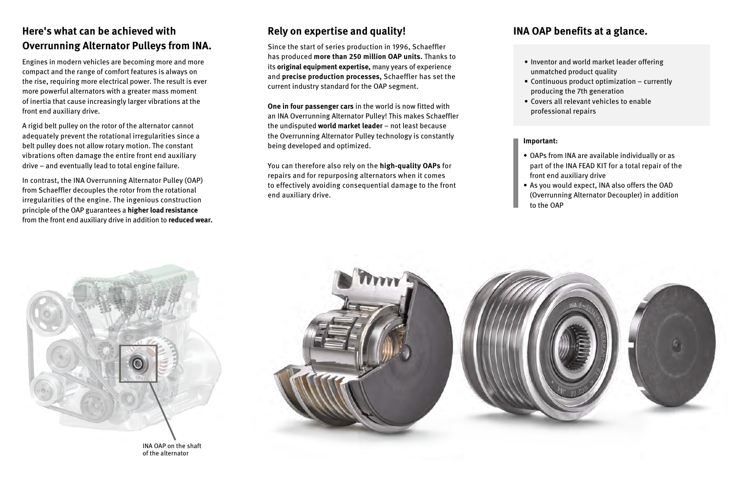## Here's what can be achieved with Overrunning Alternator Pulleys from INA.

Engines in modern vehicles are becoming more and more compact and the range of comfort features is always on the rise, requiring more electrical power. The result is ever more powerful alternators with a greater mass moment of inertia that cause increasingly larger vibrations at the front end auxiliary drive.

A rigid belt pulley on the rotor of the alternator cannot adequately prevent the rotational irregularities since a belt pulley does not allow rotary motion. The constant vibrations often damage the entire front end auxiliary drive – and eventually lead to total engine failure.

In contrast, the INA Overrunning Alternator Pulley (OAP) from Schaeffler decouples the rotor from the rotational irregularities of the engine. The ingenious construction principle of the OAP guarantees a **higher load resistance** from the front end auxiliary drive in addition to **reduced wear.**

## Rely on expertise and quality!

Since the start of series production in 1996, Schaeffler has produced **more than 250 million OAP units.** Thanks to its **original equipment expertise,** many years of experience and **precise production processes,** Schaeffler has set the current industry standard for the OAP segment.

**One in four passenger cars** in the world is now fitted with an INA Overrunning Alternator Pulley! This makes Schaeffler the undisputed **world market leader** – not least because the Overrunning Alternator Pulley technology is constantly being developed and optimized.

You can therefore also rely on the **high-quality OAPs** for repairs and for repurposing alternators when it comes to effectively avoiding consequential damage to the front end auxiliary drive.

## INA OAP benefits at a glance.

- Inventor and world market leader offering unmatched product quality
- Continuous product optimization – currently producing the 7th generation
- Covers all relevant vehicles to enable professional repairs

**Important:**

- OAPs from INA are available individually or as part of the INA FEAD KIT for a total repair of the front end auxiliary drive
- As you would expect, INA also offers the OAD (Overrunning Alternator Decoupler) in addition to the OAP

INA OAP on the shaft of the alternator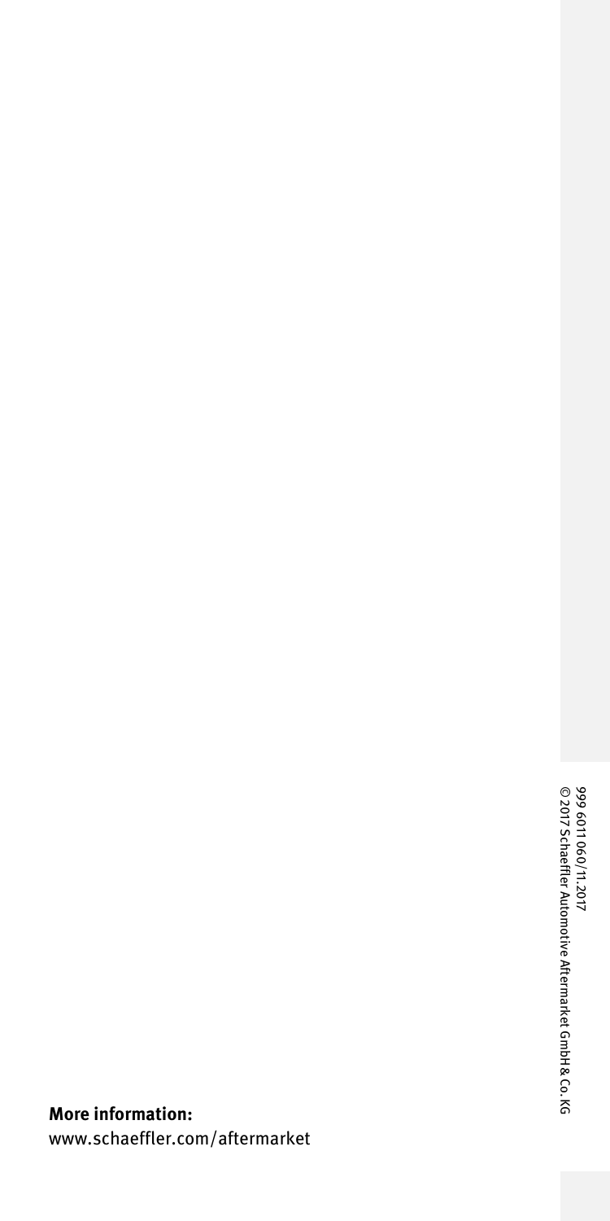**More information:**
www.schaeffler.com/aftermarket

999 6011 060/11.2017
© 2017 Schaeffler Automotive Aftermarket GmbH & Co. KG